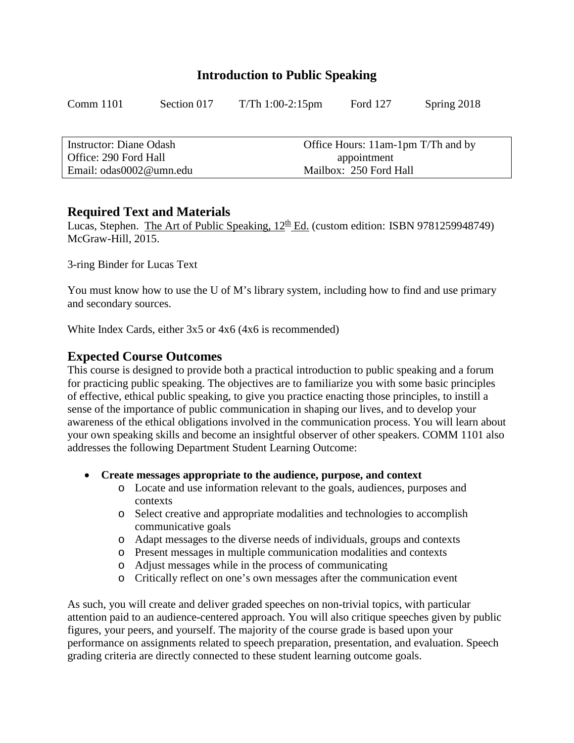# Introduction to Public Speaking

| Comm 1101 | Section 017 | T/Th 1:00-2:15pm | Ford 127 | Spring 2018 |
|---|---|---|---|---|

| | |
|---|---|
| Instructor: Diane Odash | Office Hours: 11am-1pm T/Th and by appointment |
| Office: 290 Ford Hall | |
| Email: odas0002@umn.edu | Mailbox: 250 Ford Hall |

## Required Text and Materials

Lucas, Stephen. The Art of Public Speaking, 12th Ed. (custom edition: ISBN 9781259948749) McGraw-Hill, 2015.

3-ring Binder for Lucas Text

You must know how to use the U of M's library system, including how to find and use primary and secondary sources.

White Index Cards, either 3x5 or 4x6 (4x6 is recommended)

## Expected Course Outcomes

This course is designed to provide both a practical introduction to public speaking and a forum for practicing public speaking. The objectives are to familiarize you with some basic principles of effective, ethical public speaking, to give you practice enacting those principles, to instill a sense of the importance of public communication in shaping our lives, and to develop your awareness of the ethical obligations involved in the communication process. You will learn about your own speaking skills and become an insightful observer of other speakers. COMM 1101 also addresses the following Department Student Learning Outcome:

- **Create messages appropriate to the audience, purpose, and context**
  - Locate and use information relevant to the goals, audiences, purposes and contexts
  - Select creative and appropriate modalities and technologies to accomplish communicative goals
  - Adapt messages to the diverse needs of individuals, groups and contexts
  - Present messages in multiple communication modalities and contexts
  - Adjust messages while in the process of communicating
  - Critically reflect on one's own messages after the communication event

As such, you will create and deliver graded speeches on non-trivial topics, with particular attention paid to an audience-centered approach. You will also critique speeches given by public figures, your peers, and yourself. The majority of the course grade is based upon your performance on assignments related to speech preparation, presentation, and evaluation. Speech grading criteria are directly connected to these student learning outcome goals.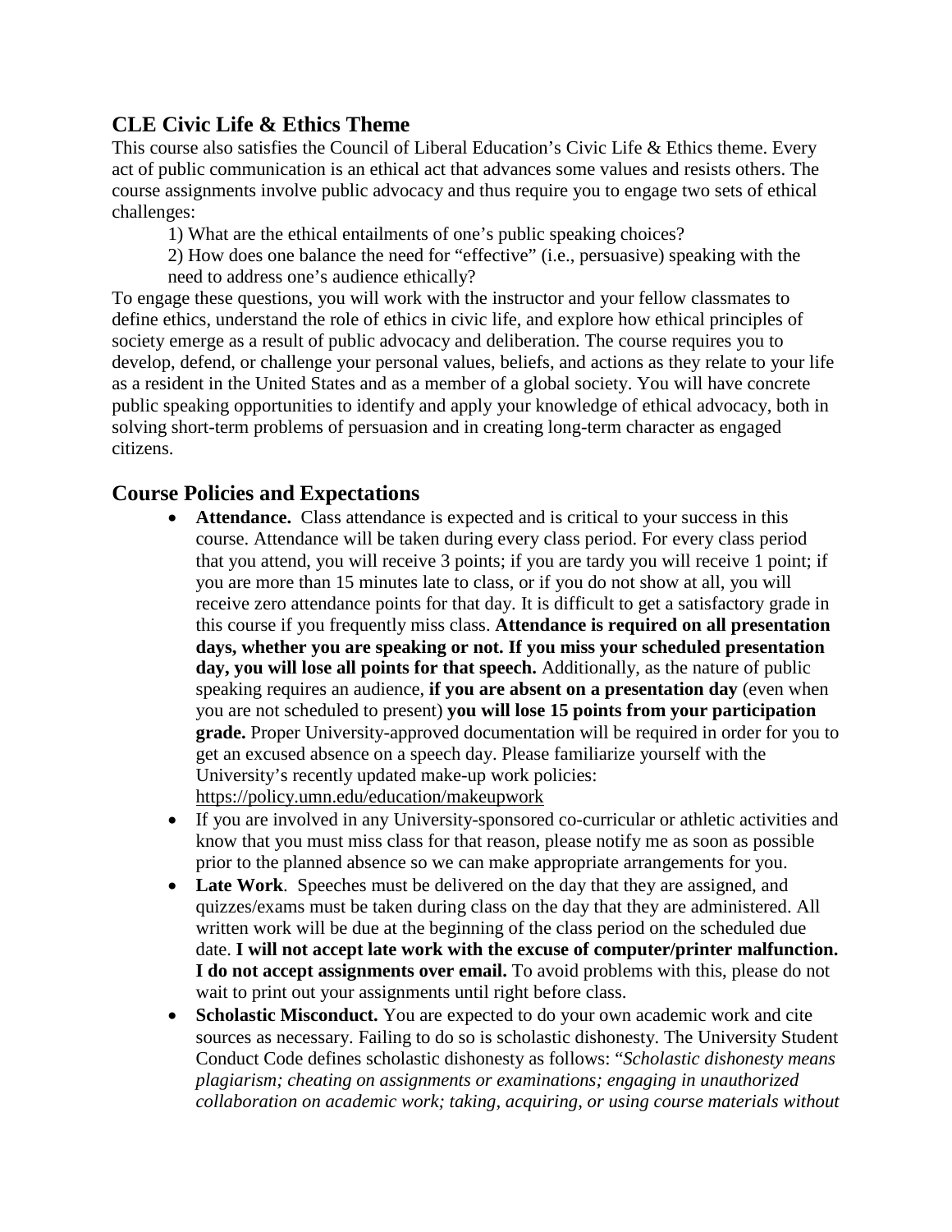## CLE Civic Life & Ethics Theme

This course also satisfies the Council of Liberal Education's Civic Life & Ethics theme. Every act of public communication is an ethical act that advances some values and resists others. The course assignments involve public advocacy and thus require you to engage two sets of ethical challenges:

1) What are the ethical entailments of one's public speaking choices?

2) How does one balance the need for "effective" (i.e., persuasive) speaking with the need to address one's audience ethically?

To engage these questions, you will work with the instructor and your fellow classmates to define ethics, understand the role of ethics in civic life, and explore how ethical principles of society emerge as a result of public advocacy and deliberation. The course requires you to develop, defend, or challenge your personal values, beliefs, and actions as they relate to your life as a resident in the United States and as a member of a global society. You will have concrete public speaking opportunities to identify and apply your knowledge of ethical advocacy, both in solving short-term problems of persuasion and in creating long-term character as engaged citizens.

## Course Policies and Expectations

- **Attendance.** Class attendance is expected and is critical to your success in this course. Attendance will be taken during every class period. For every class period that you attend, you will receive 3 points; if you are tardy you will receive 1 point; if you are more than 15 minutes late to class, or if you do not show at all, you will receive zero attendance points for that day. It is difficult to get a satisfactory grade in this course if you frequently miss class. **Attendance is required on all presentation days, whether you are speaking or not. If you miss your scheduled presentation day, you will lose all points for that speech.** Additionally, as the nature of public speaking requires an audience, **if you are absent on a presentation day** (even when you are not scheduled to present) **you will lose 15 points from your participation grade.** Proper University-approved documentation will be required in order for you to get an excused absence on a speech day. Please familiarize yourself with the University's recently updated make-up work policies: https://policy.umn.edu/education/makeupwork
- If you are involved in any University-sponsored co-curricular or athletic activities and know that you must miss class for that reason, please notify me as soon as possible prior to the planned absence so we can make appropriate arrangements for you.
- **Late Work**. Speeches must be delivered on the day that they are assigned, and quizzes/exams must be taken during class on the day that they are administered. All written work will be due at the beginning of the class period on the scheduled due date. **I will not accept late work with the excuse of computer/printer malfunction. I do not accept assignments over email.** To avoid problems with this, please do not wait to print out your assignments until right before class.
- **Scholastic Misconduct.** You are expected to do your own academic work and cite sources as necessary. Failing to do so is scholastic dishonesty. The University Student Conduct Code defines scholastic dishonesty as follows: "*Scholastic dishonesty means plagiarism; cheating on assignments or examinations; engaging in unauthorized collaboration on academic work; taking, acquiring, or using course materials without*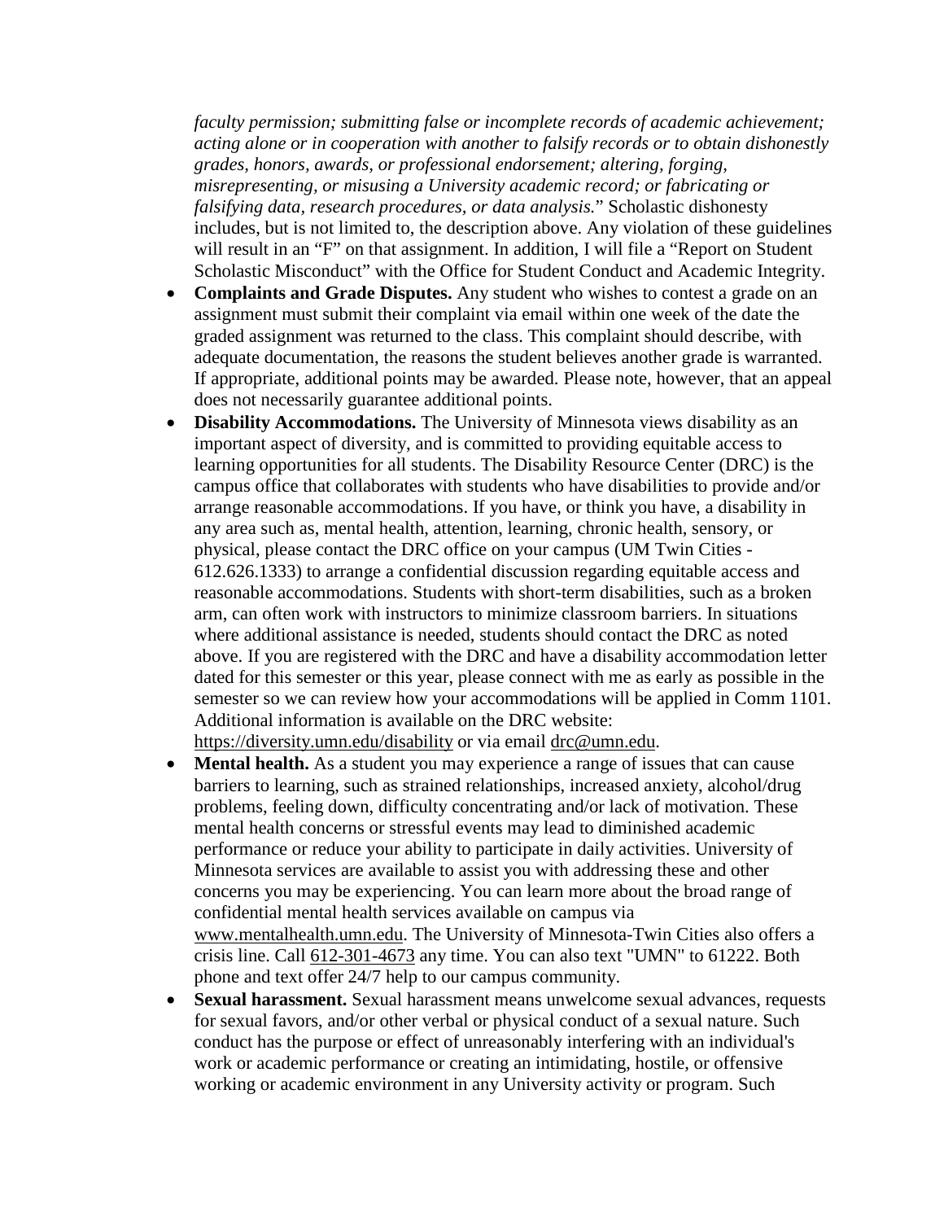*faculty permission; submitting false or incomplete records of academic achievement; acting alone or in cooperation with another to falsify records or to obtain dishonestly grades, honors, awards, or professional endorsement; altering, forging, misrepresenting, or misusing a University academic record; or fabricating or falsifying data, research procedures, or data analysis.*" Scholastic dishonesty includes, but is not limited to, the description above. Any violation of these guidelines will result in an "F" on that assignment. In addition, I will file a "Report on Student Scholastic Misconduct" with the Office for Student Conduct and Academic Integrity.

- **Complaints and Grade Disputes.** Any student who wishes to contest a grade on an assignment must submit their complaint via email within one week of the date the graded assignment was returned to the class. This complaint should describe, with adequate documentation, the reasons the student believes another grade is warranted. If appropriate, additional points may be awarded. Please note, however, that an appeal does not necessarily guarantee additional points.
- **Disability Accommodations.** The University of Minnesota views disability as an important aspect of diversity, and is committed to providing equitable access to learning opportunities for all students. The Disability Resource Center (DRC) is the campus office that collaborates with students who have disabilities to provide and/or arrange reasonable accommodations. If you have, or think you have, a disability in any area such as, mental health, attention, learning, chronic health, sensory, or physical, please contact the DRC office on your campus (UM Twin Cities - 612.626.1333) to arrange a confidential discussion regarding equitable access and reasonable accommodations. Students with short-term disabilities, such as a broken arm, can often work with instructors to minimize classroom barriers. In situations where additional assistance is needed, students should contact the DRC as noted above. If you are registered with the DRC and have a disability accommodation letter dated for this semester or this year, please connect with me as early as possible in the semester so we can review how your accommodations will be applied in Comm 1101. Additional information is available on the DRC website: https://diversity.umn.edu/disability or via email drc@umn.edu.
- **Mental health.** As a student you may experience a range of issues that can cause barriers to learning, such as strained relationships, increased anxiety, alcohol/drug problems, feeling down, difficulty concentrating and/or lack of motivation. These mental health concerns or stressful events may lead to diminished academic performance or reduce your ability to participate in daily activities. University of Minnesota services are available to assist you with addressing these and other concerns you may be experiencing. You can learn more about the broad range of confidential mental health services available on campus via www.mentalhealth.umn.edu. The University of Minnesota-Twin Cities also offers a crisis line. Call 612-301-4673 any time. You can also text "UMN" to 61222. Both phone and text offer 24/7 help to our campus community.
- **Sexual harassment.** Sexual harassment means unwelcome sexual advances, requests for sexual favors, and/or other verbal or physical conduct of a sexual nature. Such conduct has the purpose or effect of unreasonably interfering with an individual's work or academic performance or creating an intimidating, hostile, or offensive working or academic environment in any University activity or program. Such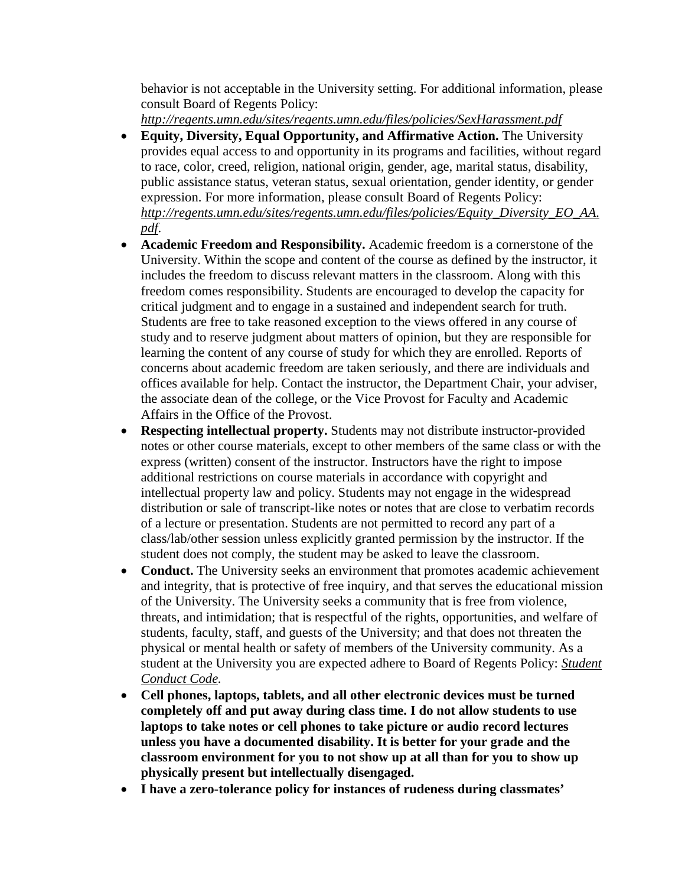behavior is not acceptable in the University setting. For additional information, please consult Board of Regents Policy: *http://regents.umn.edu/sites/regents.umn.edu/files/policies/SexHarassment.pdf*

- **Equity, Diversity, Equal Opportunity, and Affirmative Action.** The University provides equal access to and opportunity in its programs and facilities, without regard to race, color, creed, religion, national origin, gender, age, marital status, disability, public assistance status, veteran status, sexual orientation, gender identity, or gender expression. For more information, please consult Board of Regents Policy: *http://regents.umn.edu/sites/regents.umn.edu/files/policies/Equity_Diversity_EO_AA.pdf.*
- **Academic Freedom and Responsibility.** Academic freedom is a cornerstone of the University. Within the scope and content of the course as defined by the instructor, it includes the freedom to discuss relevant matters in the classroom. Along with this freedom comes responsibility. Students are encouraged to develop the capacity for critical judgment and to engage in a sustained and independent search for truth. Students are free to take reasoned exception to the views offered in any course of study and to reserve judgment about matters of opinion, but they are responsible for learning the content of any course of study for which they are enrolled. Reports of concerns about academic freedom are taken seriously, and there are individuals and offices available for help. Contact the instructor, the Department Chair, your adviser, the associate dean of the college, or the Vice Provost for Faculty and Academic Affairs in the Office of the Provost.
- **Respecting intellectual property.** Students may not distribute instructor-provided notes or other course materials, except to other members of the same class or with the express (written) consent of the instructor. Instructors have the right to impose additional restrictions on course materials in accordance with copyright and intellectual property law and policy. Students may not engage in the widespread distribution or sale of transcript-like notes or notes that are close to verbatim records of a lecture or presentation. Students are not permitted to record any part of a class/lab/other session unless explicitly granted permission by the instructor. If the student does not comply, the student may be asked to leave the classroom.
- **Conduct.** The University seeks an environment that promotes academic achievement and integrity, that is protective of free inquiry, and that serves the educational mission of the University. The University seeks a community that is free from violence, threats, and intimidation; that is respectful of the rights, opportunities, and welfare of students, faculty, staff, and guests of the University; and that does not threaten the physical or mental health or safety of members of the University community. As a student at the University you are expected adhere to Board of Regents Policy: *Student Conduct Code.*
- **Cell phones, laptops, tablets, and all other electronic devices must be turned completely off and put away during class time. I do not allow students to use laptops to take notes or cell phones to take picture or audio record lectures unless you have a documented disability. It is better for your grade and the classroom environment for you to not show up at all than for you to show up physically present but intellectually disengaged.**
- **I have a zero-tolerance policy for instances of rudeness during classmates'**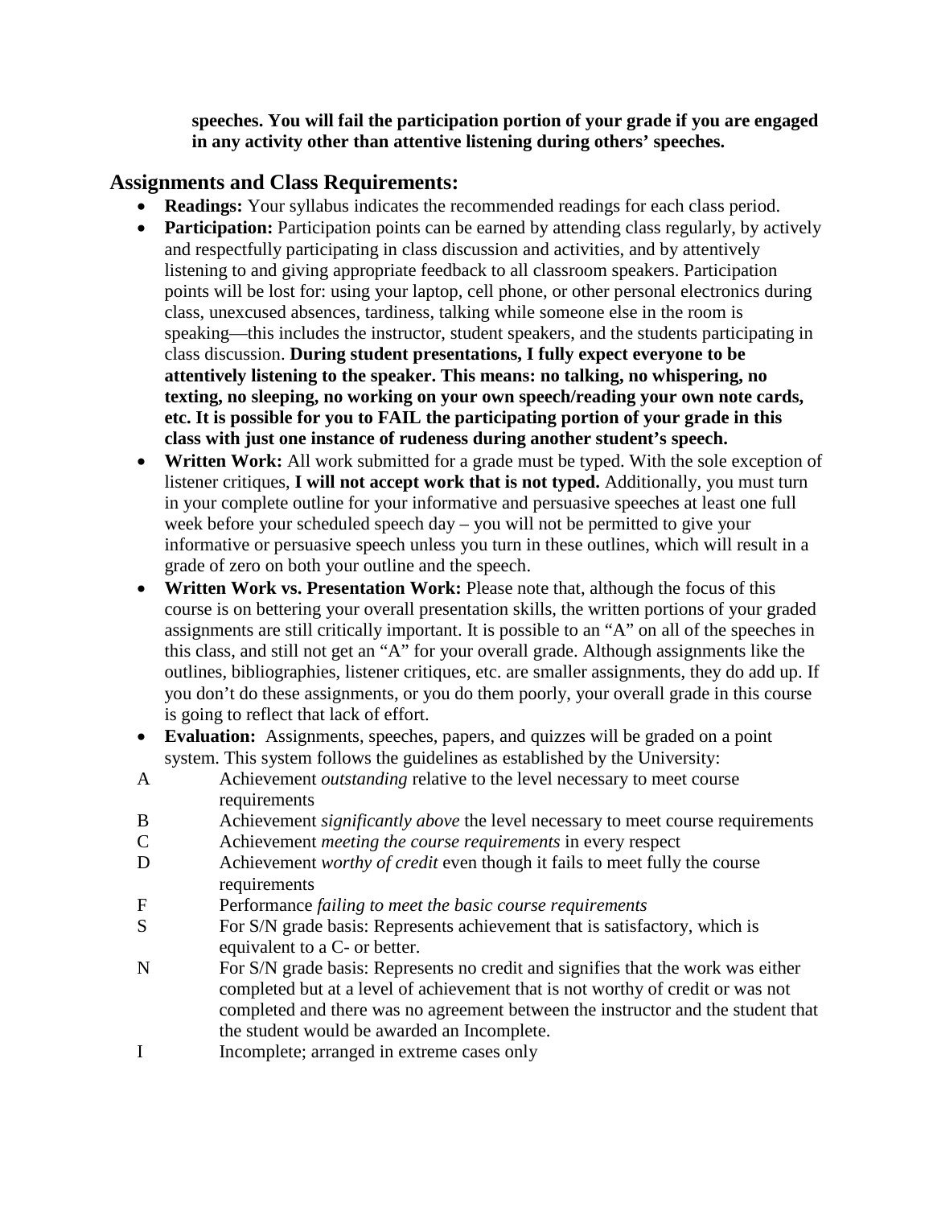**speeches. You will fail the participation portion of your grade if you are engaged in any activity other than attentive listening during others' speeches.**

## Assignments and Class Requirements:

- **Readings:** Your syllabus indicates the recommended readings for each class period.
- **Participation:** Participation points can be earned by attending class regularly, by actively and respectfully participating in class discussion and activities, and by attentively listening to and giving appropriate feedback to all classroom speakers. Participation points will be lost for: using your laptop, cell phone, or other personal electronics during class, unexcused absences, tardiness, talking while someone else in the room is speaking—this includes the instructor, student speakers, and the students participating in class discussion. **During student presentations, I fully expect everyone to be attentively listening to the speaker. This means: no talking, no whispering, no texting, no sleeping, no working on your own speech/reading your own note cards, etc. It is possible for you to FAIL the participating portion of your grade in this class with just one instance of rudeness during another student's speech.**
- **Written Work:** All work submitted for a grade must be typed. With the sole exception of listener critiques, **I will not accept work that is not typed.** Additionally, you must turn in your complete outline for your informative and persuasive speeches at least one full week before your scheduled speech day – you will not be permitted to give your informative or persuasive speech unless you turn in these outlines, which will result in a grade of zero on both your outline and the speech.
- **Written Work vs. Presentation Work:** Please note that, although the focus of this course is on bettering your overall presentation skills, the written portions of your graded assignments are still critically important. It is possible to an "A" on all of the speeches in this class, and still not get an "A" for your overall grade. Although assignments like the outlines, bibliographies, listener critiques, etc. are smaller assignments, they do add up. If you don't do these assignments, or you do them poorly, your overall grade in this course is going to reflect that lack of effort.
- **Evaluation:** Assignments, speeches, papers, and quizzes will be graded on a point system. This system follows the guidelines as established by the University:

A  Achievement *outstanding* relative to the level necessary to meet course requirements

B  Achievement *significantly above* the level necessary to meet course requirements

C  Achievement *meeting the course requirements* in every respect

D  Achievement *worthy of credit* even though it fails to meet fully the course requirements

F  Performance *failing to meet the basic course requirements*

S  For S/N grade basis: Represents achievement that is satisfactory, which is equivalent to a C- or better.

N  For S/N grade basis: Represents no credit and signifies that the work was either completed but at a level of achievement that is not worthy of credit or was not completed and there was no agreement between the instructor and the student that the student would be awarded an Incomplete.

I  Incomplete; arranged in extreme cases only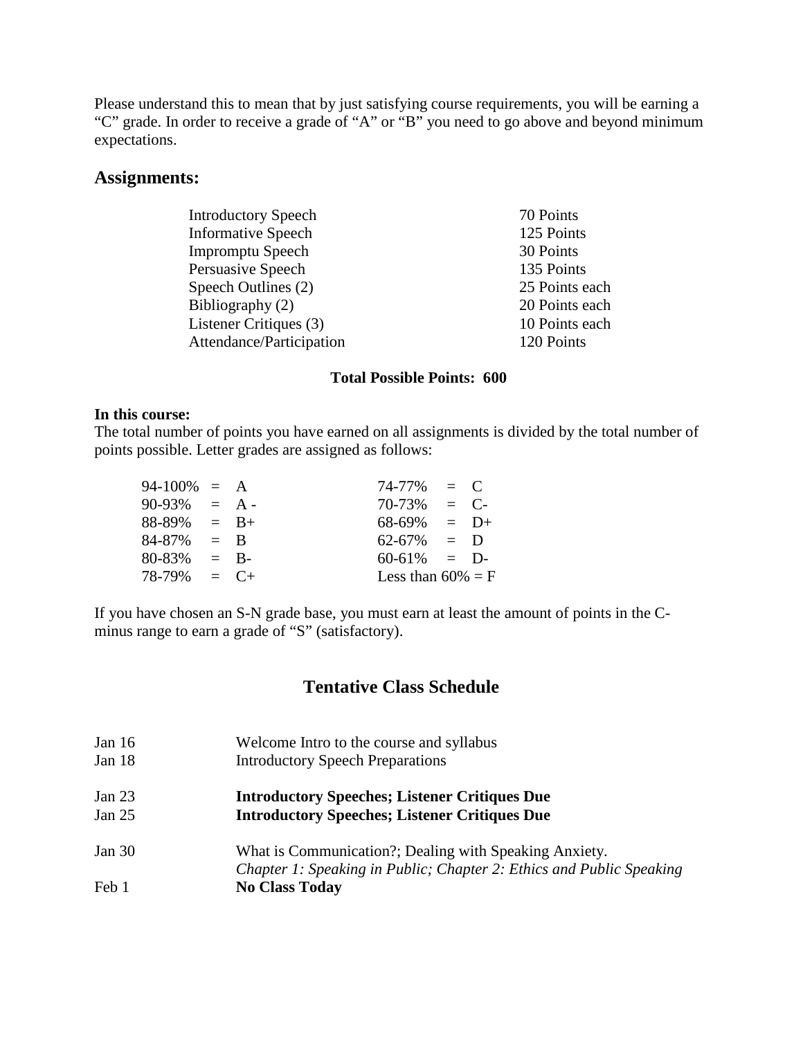Please understand this to mean that by just satisfying course requirements, you will be earning a "C" grade. In order to receive a grade of "A" or "B" you need to go above and beyond minimum expectations.

## Assignments:

| | |
|---|---|
| Introductory Speech | 70 Points |
| Informative Speech | 125 Points |
| Impromptu Speech | 30 Points |
| Persuasive Speech | 135 Points |
| Speech Outlines (2) | 25 Points each |
| Bibliography (2) | 20 Points each |
| Listener Critiques (3) | 10 Points each |
| Attendance/Participation | 120 Points |

**Total Possible Points: 600**

**In this course:**
The total number of points you have earned on all assignments is divided by the total number of points possible. Letter grades are assigned as follows:

| | | | |
|---|---|---|---|
| 94-100% | = A | 74-77% | = C |
| 90-93% | = A - | 70-73% | = C- |
| 88-89% | = B+ | 68-69% | = D+ |
| 84-87% | = B | 62-67% | = D |
| 80-83% | = B- | 60-61% | = D- |
| 78-79% | = C+ | Less than 60% | = F |

If you have chosen an S-N grade base, you must earn at least the amount of points in the C-minus range to earn a grade of "S" (satisfactory).

## Tentative Class Schedule

| | |
|---|---|
| Jan 16 | Welcome Intro to the course and syllabus |
| Jan 18 | Introductory Speech Preparations |
| Jan 23 | **Introductory Speeches; Listener Critiques Due** |
| Jan 25 | **Introductory Speeches; Listener Critiques Due** |
| Jan 30 | What is Communication?; Dealing with Speaking Anxiety. *Chapter 1: Speaking in Public; Chapter 2: Ethics and Public Speaking* |
| Feb 1 | **No Class Today** |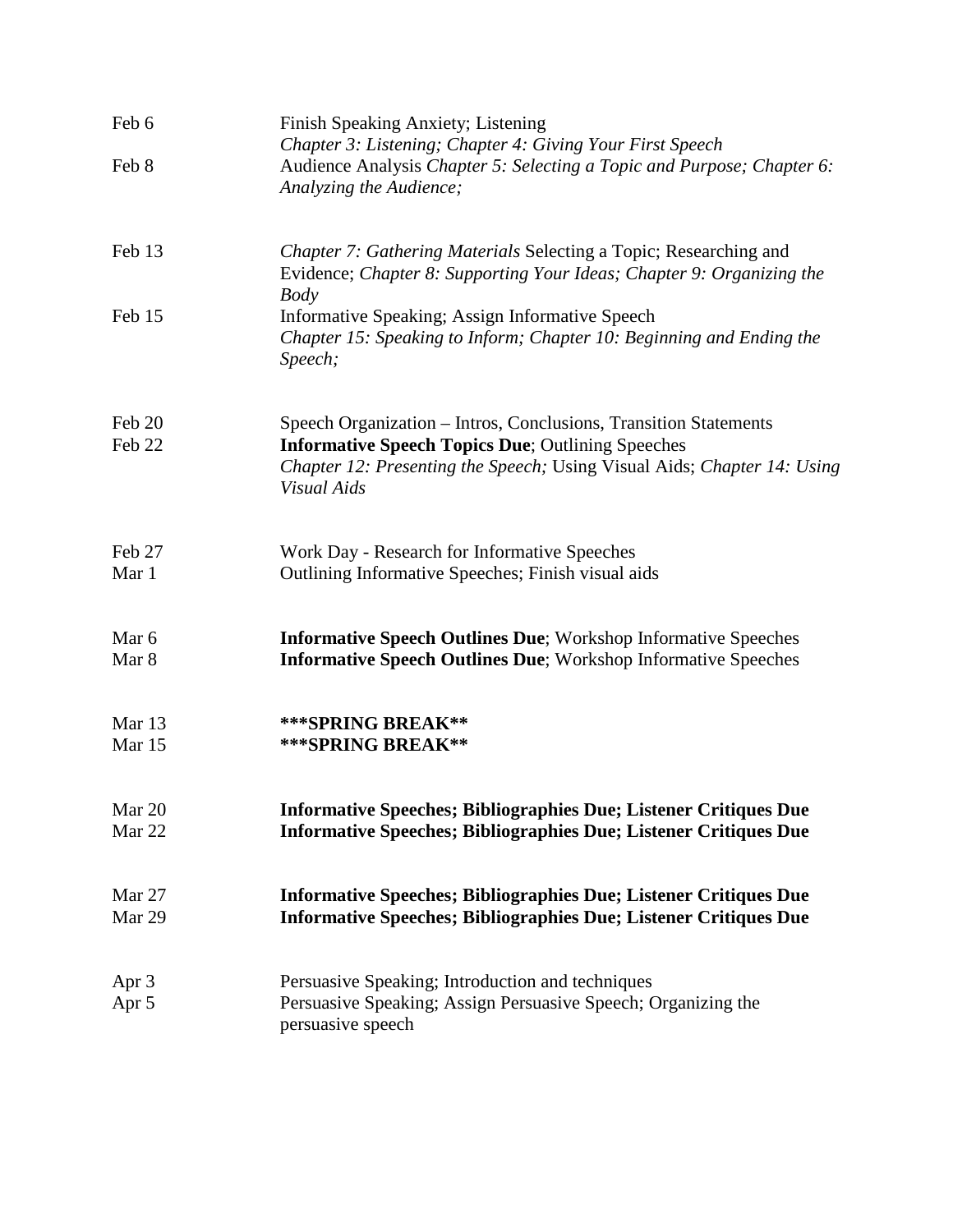| | |
|---|---|
| Feb 6 | Finish Speaking Anxiety; Listening *Chapter 3: Listening; Chapter 4: Giving Your First Speech* |
| Feb 8 | Audience Analysis *Chapter 5: Selecting a Topic and Purpose; Chapter 6: Analyzing the Audience;* |
| Feb 13 | *Chapter 7: Gathering Materials* Selecting a Topic; Researching and Evidence; *Chapter 8: Supporting Your Ideas; Chapter 9: Organizing the Body* |
| Feb 15 | Informative Speaking; Assign Informative Speech *Chapter 15: Speaking to Inform; Chapter 10: Beginning and Ending the Speech;* |
| Feb 20 | Speech Organization – Intros, Conclusions, Transition Statements |
| Feb 22 | **Informative Speech Topics Due**; Outlining Speeches *Chapter 12: Presenting the Speech;* Using Visual Aids; *Chapter 14: Using Visual Aids* |
| Feb 27 | Work Day - Research for Informative Speeches |
| Mar 1 | Outlining Informative Speeches; Finish visual aids |
| Mar 6 | **Informative Speech Outlines Due**; Workshop Informative Speeches |
| Mar 8 | **Informative Speech Outlines Due**; Workshop Informative Speeches |
| Mar 13 | **\*\*\*SPRING BREAK\*\*** |
| Mar 15 | **\*\*\*SPRING BREAK\*\*** |
| Mar 20 | **Informative Speeches; Bibliographies Due; Listener Critiques Due** |
| Mar 22 | **Informative Speeches; Bibliographies Due; Listener Critiques Due** |
| Mar 27 | **Informative Speeches; Bibliographies Due; Listener Critiques Due** |
| Mar 29 | **Informative Speeches; Bibliographies Due; Listener Critiques Due** |
| Apr 3 | Persuasive Speaking; Introduction and techniques |
| Apr 5 | Persuasive Speaking; Assign Persuasive Speech; Organizing the persuasive speech |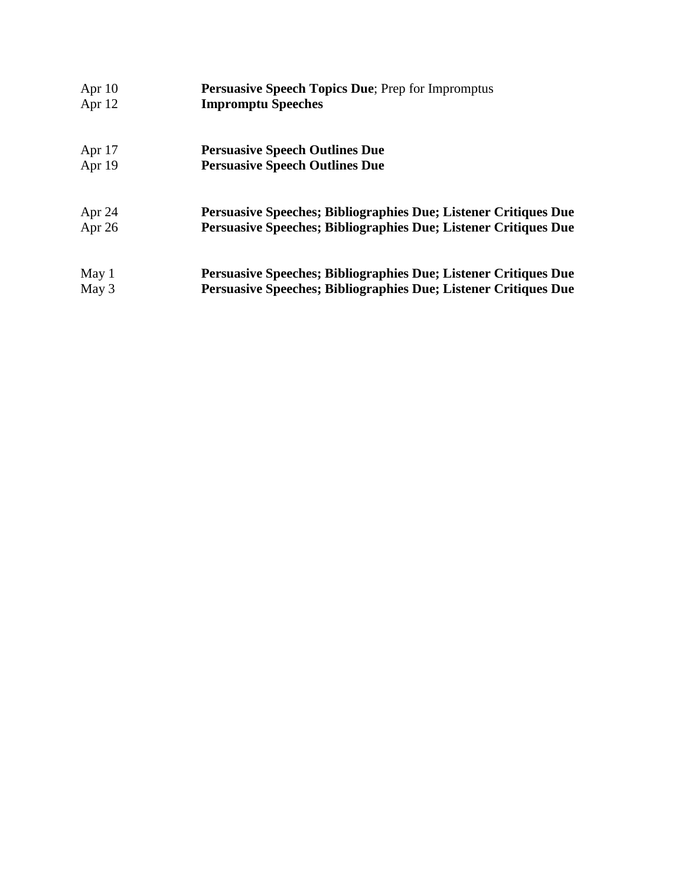| | |
|---|---|
| Apr 10 | **Persuasive Speech Topics Due**; Prep for Impromptus |
| Apr 12 | **Impromptu Speeches** |
| | |
| Apr 17 | **Persuasive Speech Outlines Due** |
| Apr 19 | **Persuasive Speech Outlines Due** |
| | |
| Apr 24 | **Persuasive Speeches; Bibliographies Due; Listener Critiques Due** |
| Apr 26 | **Persuasive Speeches; Bibliographies Due; Listener Critiques Due** |
| | |
| May 1 | **Persuasive Speeches; Bibliographies Due; Listener Critiques Due** |
| May 3 | **Persuasive Speeches; Bibliographies Due; Listener Critiques Due** |